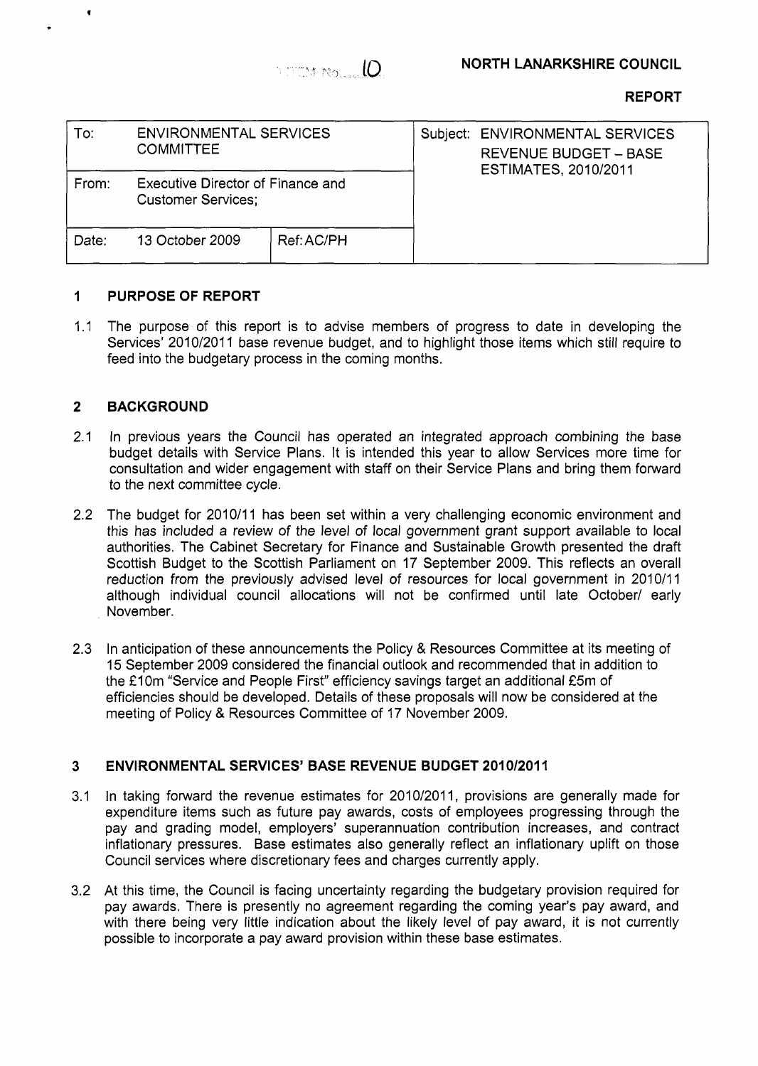ITEM No. 10

**NORTH LANARKSHIRE COUNCIL**

**REPORT**

| To: ENVIRONMENTAL SERVICES COMMITTEE | | Subject: ENVIRONMENTAL SERVICES REVENUE BUDGET – BASE ESTIMATES, 2010/2011 |
|---|---|---|
| From: Executive Director of Finance and Customer Services; | | |
| Date: 13 October 2009 | Ref: AC/PH | |

## 1 PURPOSE OF REPORT

1.1 The purpose of this report is to advise members of progress to date in developing the Services' 2010/2011 base revenue budget, and to highlight those items which still require to feed into the budgetary process in the coming months.

## 2 BACKGROUND

2.1 In previous years the Council has operated an integrated approach combining the base budget details with Service Plans. It is intended this year to allow Services more time for consultation and wider engagement with staff on their Service Plans and bring them forward to the next committee cycle.

2.2 The budget for 2010/11 has been set within a very challenging economic environment and this has included a review of the level of local government grant support available to local authorities. The Cabinet Secretary for Finance and Sustainable Growth presented the draft Scottish Budget to the Scottish Parliament on 17 September 2009. This reflects an overall reduction from the previously advised level of resources for local government in 2010/11 although individual council allocations will not be confirmed until late October/ early November.

2.3 In anticipation of these announcements the Policy & Resources Committee at its meeting of 15 September 2009 considered the financial outlook and recommended that in addition to the £10m "Service and People First" efficiency savings target an additional £5m of efficiencies should be developed. Details of these proposals will now be considered at the meeting of Policy & Resources Committee of 17 November 2009.

## 3 ENVIRONMENTAL SERVICES' BASE REVENUE BUDGET 2010/2011

3.1 In taking forward the revenue estimates for 2010/2011, provisions are generally made for expenditure items such as future pay awards, costs of employees progressing through the pay and grading model, employers' superannuation contribution increases, and contract inflationary pressures. Base estimates also generally reflect an inflationary uplift on those Council services where discretionary fees and charges currently apply.

3.2 At this time, the Council is facing uncertainty regarding the budgetary provision required for pay awards. There is presently no agreement regarding the coming year's pay award, and with there being very little indication about the likely level of pay award, it is not currently possible to incorporate a pay award provision within these base estimates.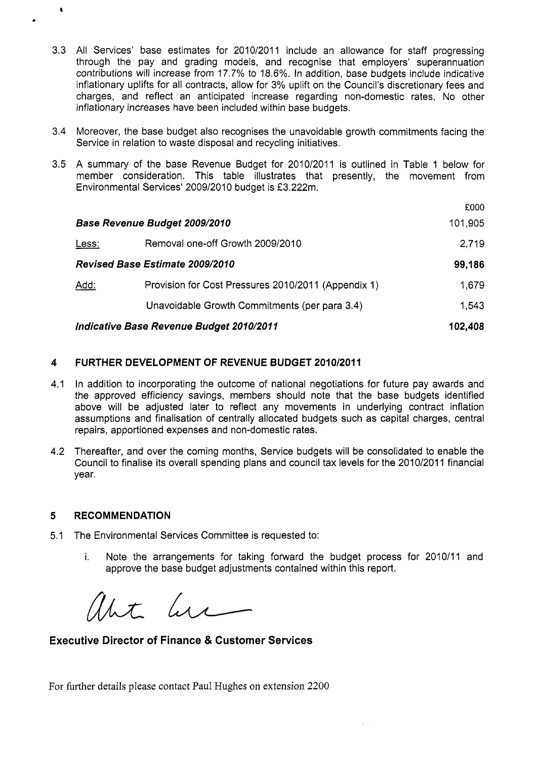3.3 All Services' base estimates for 2010/2011 include an allowance for staff progressing through the pay and grading models, and recognise that employers' superannuation contributions will increase from 17.7% to 18.6%. In addition, base budgets include indicative inflationary uplifts for all contracts, allow for 3% uplift on the Council's discretionary fees and charges, and reflect an anticipated increase regarding non-domestic rates. No other inflationary increases have been included within base budgets.

3.4 Moreover, the base budget also recognises the unavoidable growth commitments facing the Service in relation to waste disposal and recycling initiatives.

3.5 A summary of the base Revenue Budget for 2010/2011 is outlined in Table 1 below for member consideration. This table illustrates that presently, the movement from Environmental Services' 2009/2010 budget is £3.222m.

| | | £000 |
|---|---|---|
| ***Base Revenue Budget 2009/2010*** | | 101,905 |
| Less: | Removal one-off Growth 2009/2010 | 2,719 |
| ***Revised Base Estimate 2009/2010*** | | **99,186** |
| Add: | Provision for Cost Pressures 2010/2011 (Appendix 1) | 1,679 |
| | Unavoidable Growth Commitments (per para 3.4) | 1,543 |
| ***Indicative Base Revenue Budget 2010/2011*** | | **102,408** |

## 4 FURTHER DEVELOPMENT OF REVENUE BUDGET 2010/2011

4.1 In addition to incorporating the outcome of national negotiations for future pay awards and the approved efficiency savings, members should note that the base budgets identified above will be adjusted later to reflect any movements in underlying contract inflation assumptions and finalisation of centrally allocated budgets such as capital charges, central repairs, apportioned expenses and non-domestic rates.

4.2 Thereafter, and over the coming months, Service budgets will be consolidated to enable the Council to finalise its overall spending plans and council tax levels for the 2010/2011 financial year.

## 5 RECOMMENDATION

5.1 The Environmental Services Committee is requested to:

i. Note the arrangements for taking forward the budget process for 2010/11 and approve the base budget adjustments contained within this report.

**Executive Director of Finance & Customer Services**

For further details please contact Paul Hughes on extension 2200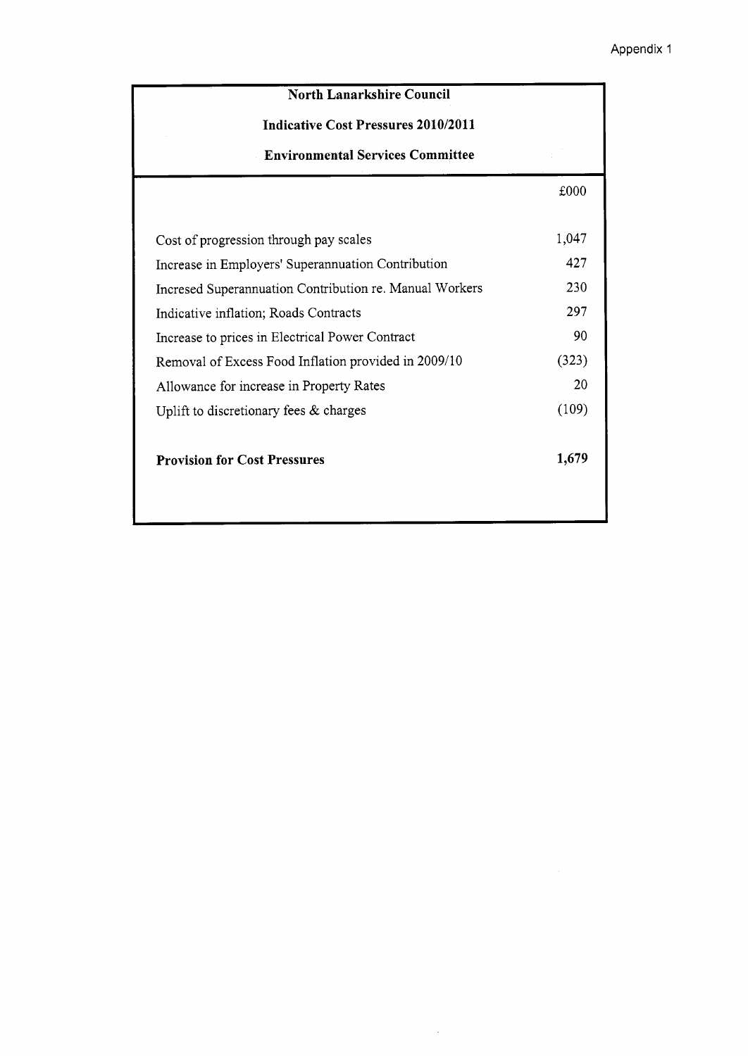Appendix 1

**North Lanarkshire Council**

**Indicative Cost Pressures 2010/2011**

**Environmental Services Committee**

| | £000 |
|---|---|
| Cost of progression through pay scales | 1,047 |
| Increase in Employers' Superannuation Contribution | 427 |
| Incresed Superannuation Contribution re. Manual Workers | 230 |
| Indicative inflation; Roads Contracts | 297 |
| Increase to prices in Electrical Power Contract | 90 |
| Removal of Excess Food Inflation provided in 2009/10 | (323) |
| Allowance for increase in Property Rates | 20 |
| Uplift to discretionary fees & charges | (109) |
| **Provision for Cost Pressures** | **1,679** |